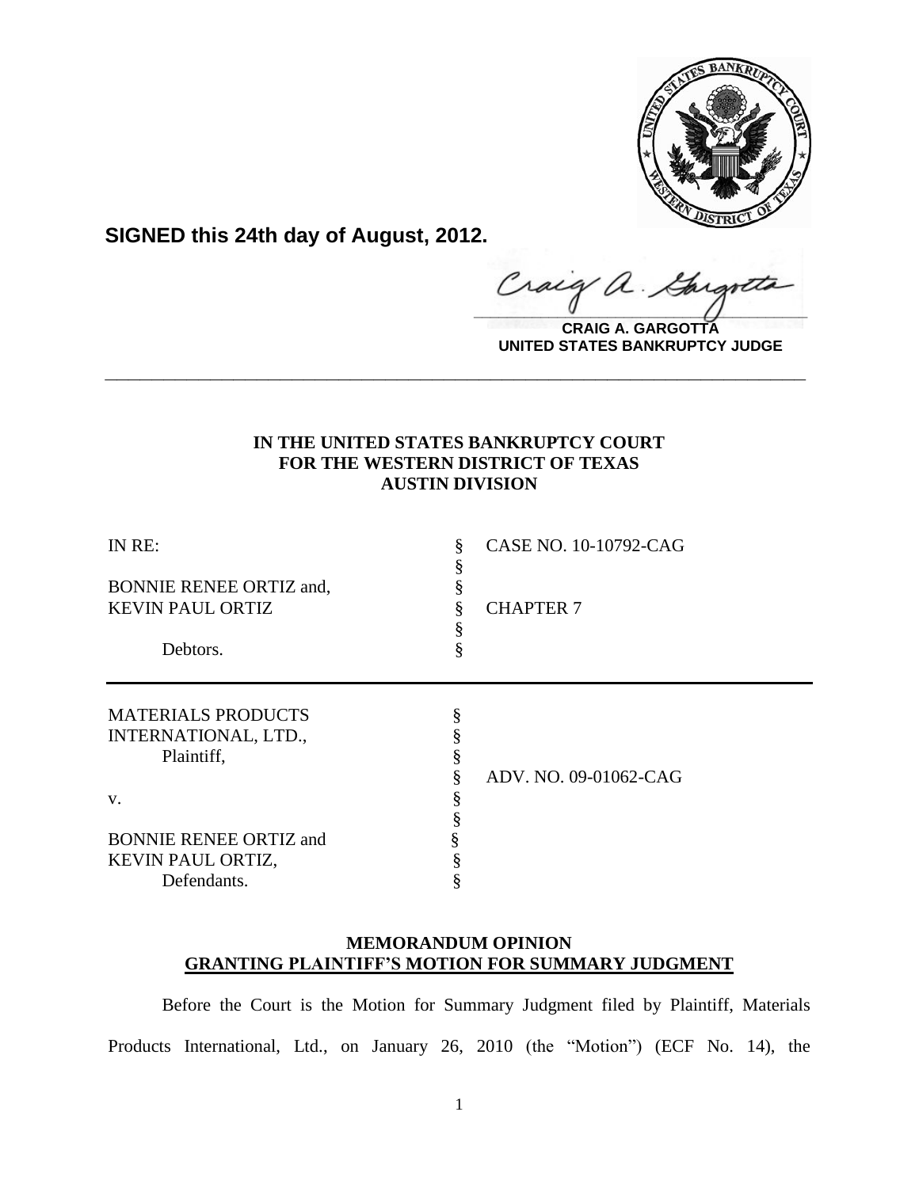**SIGNED this 24th day of August, 2012.**

**CRAIG A. GARGOTTA**
**UNITED STATES BANKRUPTCY JUDGE**

---

**IN THE UNITED STATES BANKRUPTCY COURT**
**FOR THE WESTERN DISTRICT OF TEXAS**
**AUSTIN DIVISION**

| | | |
|---|---|---|
| IN RE: | § | CASE NO. 10-10792-CAG |
| | § | |
| BONNIE RENEE ORTIZ and, | § | |
| KEVIN PAUL ORTIZ | § | CHAPTER 7 |
| | § | |
| Debtors. | § | |

| | | |
|---|---|---|
| MATERIALS PRODUCTS | § | |
| INTERNATIONAL, LTD., | § | |
| Plaintiff, | § | |
| | § | ADV. NO. 09-01062-CAG |
| v. | § | |
| | § | |
| BONNIE RENEE ORTIZ and | § | |
| KEVIN PAUL ORTIZ, | § | |
| Defendants. | § | |

**MEMORANDUM OPINION**
**GRANTING PLAINTIFF'S MOTION FOR SUMMARY JUDGMENT**

Before the Court is the Motion for Summary Judgment filed by Plaintiff, Materials Products International, Ltd., on January 26, 2010 (the "Motion") (ECF No. 14), the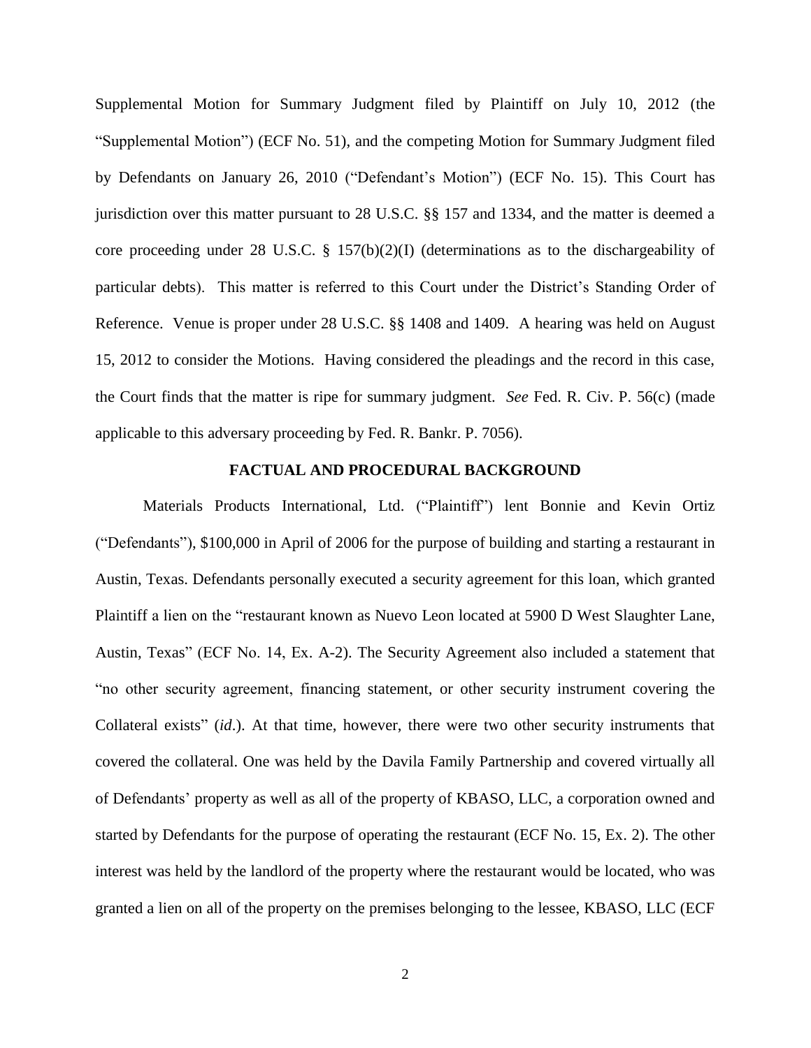Supplemental Motion for Summary Judgment filed by Plaintiff on July 10, 2012 (the "Supplemental Motion") (ECF No. 51), and the competing Motion for Summary Judgment filed by Defendants on January 26, 2010 ("Defendant's Motion") (ECF No. 15). This Court has jurisdiction over this matter pursuant to 28 U.S.C. §§ 157 and 1334, and the matter is deemed a core proceeding under 28 U.S.C. § 157(b)(2)(I) (determinations as to the dischargeability of particular debts). This matter is referred to this Court under the District's Standing Order of Reference. Venue is proper under 28 U.S.C. §§ 1408 and 1409. A hearing was held on August 15, 2012 to consider the Motions. Having considered the pleadings and the record in this case, the Court finds that the matter is ripe for summary judgment. *See* Fed. R. Civ. P. 56(c) (made applicable to this adversary proceeding by Fed. R. Bankr. P. 7056).

## FACTUAL AND PROCEDURAL BACKGROUND

Materials Products International, Ltd. ("Plaintiff") lent Bonnie and Kevin Ortiz ("Defendants"), $100,000 in April of 2006 for the purpose of building and starting a restaurant in Austin, Texas. Defendants personally executed a security agreement for this loan, which granted Plaintiff a lien on the "restaurant known as Nuevo Leon located at 5900 D West Slaughter Lane, Austin, Texas" (ECF No. 14, Ex. A-2). The Security Agreement also included a statement that "no other security agreement, financing statement, or other security instrument covering the Collateral exists" (*id*.). At that time, however, there were two other security instruments that covered the collateral. One was held by the Davila Family Partnership and covered virtually all of Defendants' property as well as all of the property of KBASO, LLC, a corporation owned and started by Defendants for the purpose of operating the restaurant (ECF No. 15, Ex. 2). The other interest was held by the landlord of the property where the restaurant would be located, who was granted a lien on all of the property on the premises belonging to the lessee, KBASO, LLC (ECF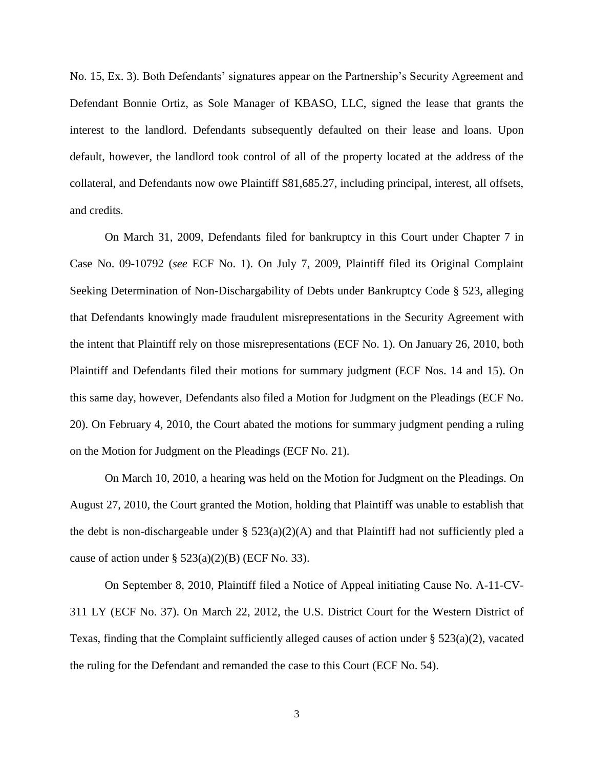No. 15, Ex. 3). Both Defendants' signatures appear on the Partnership's Security Agreement and Defendant Bonnie Ortiz, as Sole Manager of KBASO, LLC, signed the lease that grants the interest to the landlord. Defendants subsequently defaulted on their lease and loans. Upon default, however, the landlord took control of all of the property located at the address of the collateral, and Defendants now owe Plaintiff $81,685.27, including principal, interest, all offsets, and credits.

On March 31, 2009, Defendants filed for bankruptcy in this Court under Chapter 7 in Case No. 09-10792 (*see* ECF No. 1). On July 7, 2009, Plaintiff filed its Original Complaint Seeking Determination of Non-Dischargability of Debts under Bankruptcy Code § 523, alleging that Defendants knowingly made fraudulent misrepresentations in the Security Agreement with the intent that Plaintiff rely on those misrepresentations (ECF No. 1). On January 26, 2010, both Plaintiff and Defendants filed their motions for summary judgment (ECF Nos. 14 and 15). On this same day, however, Defendants also filed a Motion for Judgment on the Pleadings (ECF No. 20). On February 4, 2010, the Court abated the motions for summary judgment pending a ruling on the Motion for Judgment on the Pleadings (ECF No. 21).

On March 10, 2010, a hearing was held on the Motion for Judgment on the Pleadings. On August 27, 2010, the Court granted the Motion, holding that Plaintiff was unable to establish that the debt is non-dischargeable under § 523(a)(2)(A) and that Plaintiff had not sufficiently pled a cause of action under § 523(a)(2)(B) (ECF No. 33).

On September 8, 2010, Plaintiff filed a Notice of Appeal initiating Cause No. A-11-CV-311 LY (ECF No. 37). On March 22, 2012, the U.S. District Court for the Western District of Texas, finding that the Complaint sufficiently alleged causes of action under § 523(a)(2), vacated the ruling for the Defendant and remanded the case to this Court (ECF No. 54).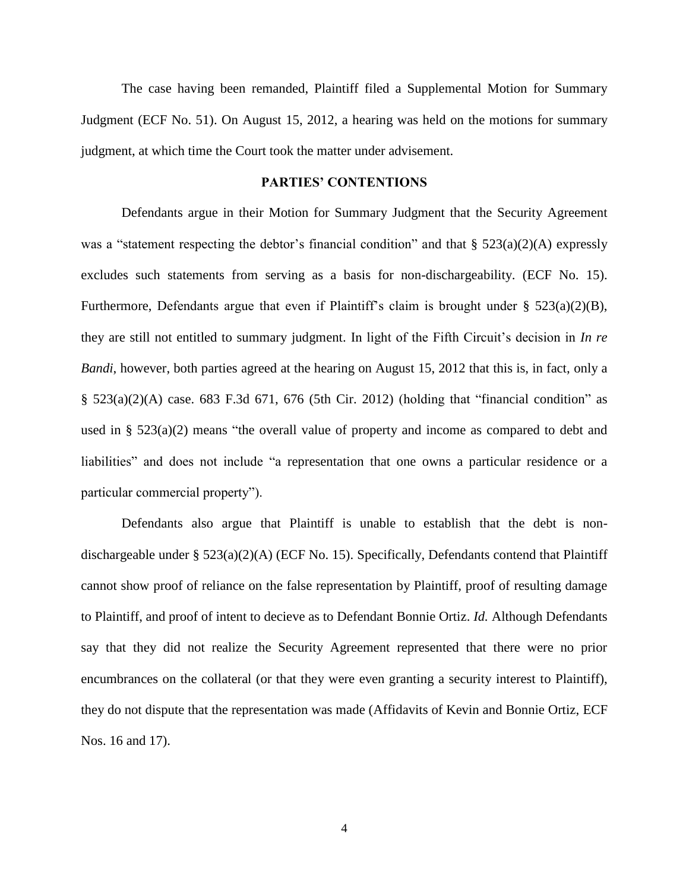The case having been remanded, Plaintiff filed a Supplemental Motion for Summary Judgment (ECF No. 51). On August 15, 2012, a hearing was held on the motions for summary judgment, at which time the Court took the matter under advisement.

## PARTIES' CONTENTIONS

Defendants argue in their Motion for Summary Judgment that the Security Agreement was a "statement respecting the debtor's financial condition" and that § 523(a)(2)(A) expressly excludes such statements from serving as a basis for non-dischargeability. (ECF No. 15). Furthermore, Defendants argue that even if Plaintiff's claim is brought under § 523(a)(2)(B), they are still not entitled to summary judgment. In light of the Fifth Circuit's decision in *In re Bandi*, however, both parties agreed at the hearing on August 15, 2012 that this is, in fact, only a § 523(a)(2)(A) case. 683 F.3d 671, 676 (5th Cir. 2012) (holding that "financial condition" as used in § 523(a)(2) means "the overall value of property and income as compared to debt and liabilities" and does not include "a representation that one owns a particular residence or a particular commercial property").

Defendants also argue that Plaintiff is unable to establish that the debt is non-dischargeable under § 523(a)(2)(A) (ECF No. 15). Specifically, Defendants contend that Plaintiff cannot show proof of reliance on the false representation by Plaintiff, proof of resulting damage to Plaintiff, and proof of intent to decieve as to Defendant Bonnie Ortiz. *Id.* Although Defendants say that they did not realize the Security Agreement represented that there were no prior encumbrances on the collateral (or that they were even granting a security interest to Plaintiff), they do not dispute that the representation was made (Affidavits of Kevin and Bonnie Ortiz, ECF Nos. 16 and 17).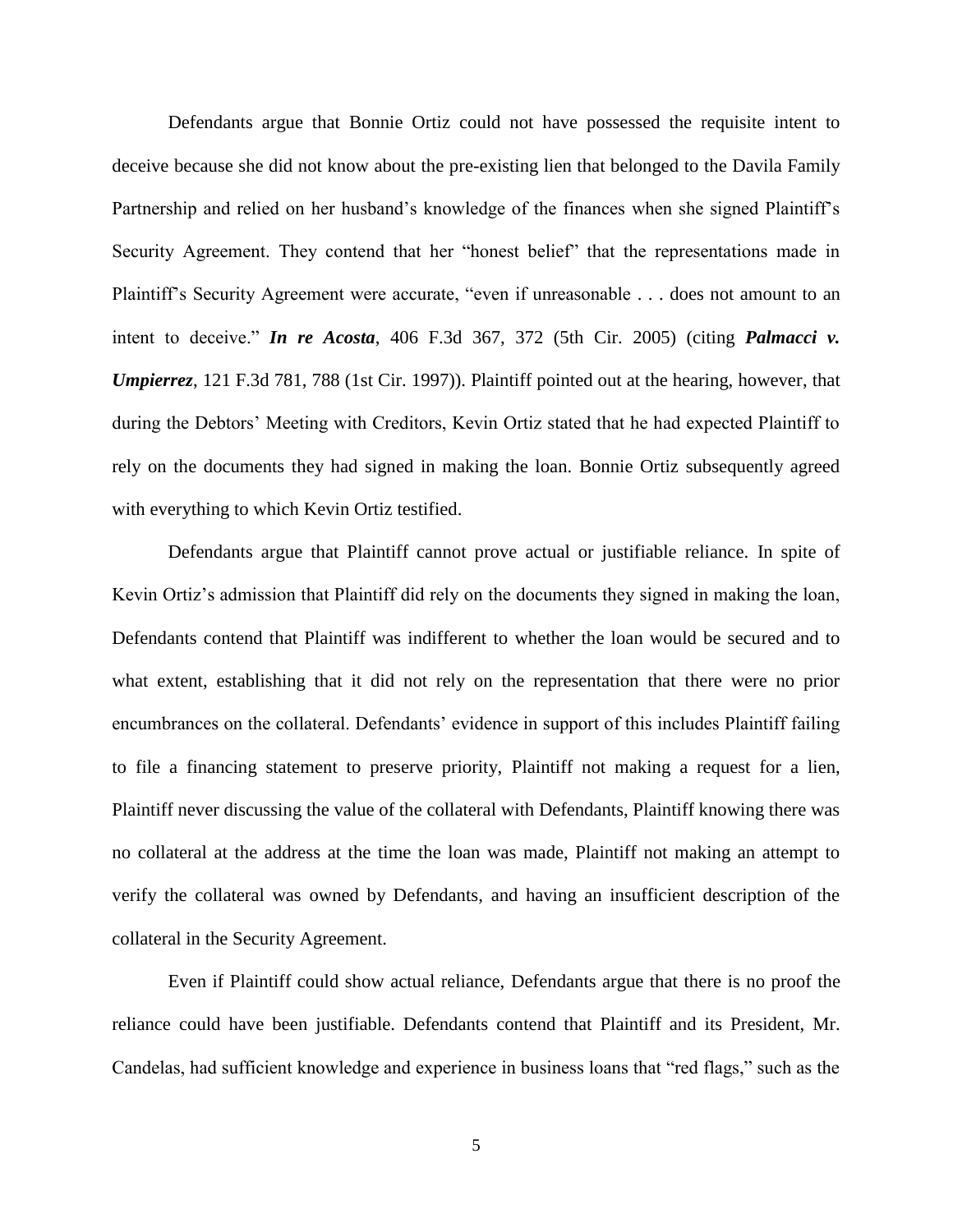Defendants argue that Bonnie Ortiz could not have possessed the requisite intent to deceive because she did not know about the pre-existing lien that belonged to the Davila Family Partnership and relied on her husband's knowledge of the finances when she signed Plaintiff's Security Agreement. They contend that her "honest belief" that the representations made in Plaintiff's Security Agreement were accurate, "even if unreasonable . . . does not amount to an intent to deceive." ***In re Acosta***, 406 F.3d 367, 372 (5th Cir. 2005) (citing ***Palmacci v. Umpierrez***, 121 F.3d 781, 788 (1st Cir. 1997)). Plaintiff pointed out at the hearing, however, that during the Debtors' Meeting with Creditors, Kevin Ortiz stated that he had expected Plaintiff to rely on the documents they had signed in making the loan. Bonnie Ortiz subsequently agreed with everything to which Kevin Ortiz testified.

Defendants argue that Plaintiff cannot prove actual or justifiable reliance. In spite of Kevin Ortiz's admission that Plaintiff did rely on the documents they signed in making the loan, Defendants contend that Plaintiff was indifferent to whether the loan would be secured and to what extent, establishing that it did not rely on the representation that there were no prior encumbrances on the collateral. Defendants' evidence in support of this includes Plaintiff failing to file a financing statement to preserve priority, Plaintiff not making a request for a lien, Plaintiff never discussing the value of the collateral with Defendants, Plaintiff knowing there was no collateral at the address at the time the loan was made, Plaintiff not making an attempt to verify the collateral was owned by Defendants, and having an insufficient description of the collateral in the Security Agreement.

Even if Plaintiff could show actual reliance, Defendants argue that there is no proof the reliance could have been justifiable. Defendants contend that Plaintiff and its President, Mr. Candelas, had sufficient knowledge and experience in business loans that "red flags," such as the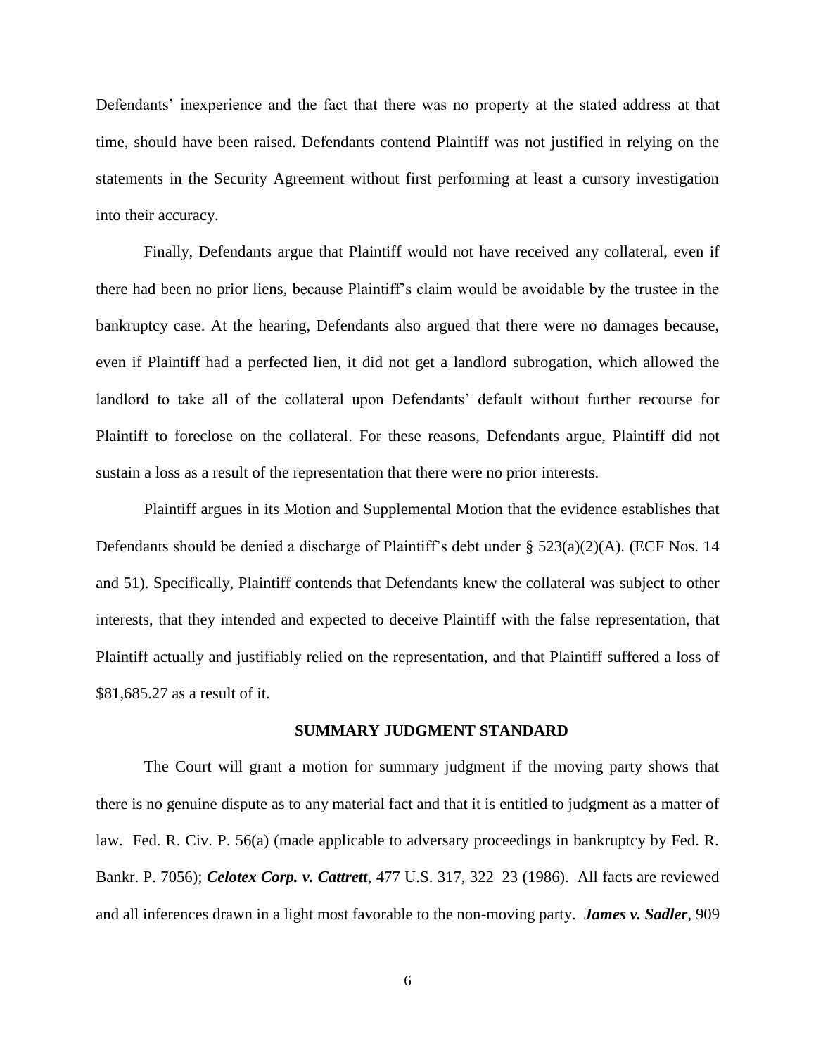Defendants' inexperience and the fact that there was no property at the stated address at that time, should have been raised. Defendants contend Plaintiff was not justified in relying on the statements in the Security Agreement without first performing at least a cursory investigation into their accuracy.

Finally, Defendants argue that Plaintiff would not have received any collateral, even if there had been no prior liens, because Plaintiff's claim would be avoidable by the trustee in the bankruptcy case. At the hearing, Defendants also argued that there were no damages because, even if Plaintiff had a perfected lien, it did not get a landlord subrogation, which allowed the landlord to take all of the collateral upon Defendants' default without further recourse for Plaintiff to foreclose on the collateral. For these reasons, Defendants argue, Plaintiff did not sustain a loss as a result of the representation that there were no prior interests.

Plaintiff argues in its Motion and Supplemental Motion that the evidence establishes that Defendants should be denied a discharge of Plaintiff's debt under § 523(a)(2)(A). (ECF Nos. 14 and 51). Specifically, Plaintiff contends that Defendants knew the collateral was subject to other interests, that they intended and expected to deceive Plaintiff with the false representation, that Plaintiff actually and justifiably relied on the representation, and that Plaintiff suffered a loss of $81,685.27 as a result of it.

## SUMMARY JUDGMENT STANDARD

The Court will grant a motion for summary judgment if the moving party shows that there is no genuine dispute as to any material fact and that it is entitled to judgment as a matter of law. Fed. R. Civ. P. 56(a) (made applicable to adversary proceedings in bankruptcy by Fed. R. Bankr. P. 7056); ***Celotex Corp. v. Cattrett***, 477 U.S. 317, 322–23 (1986). All facts are reviewed and all inferences drawn in a light most favorable to the non-moving party. ***James v. Sadler***, 909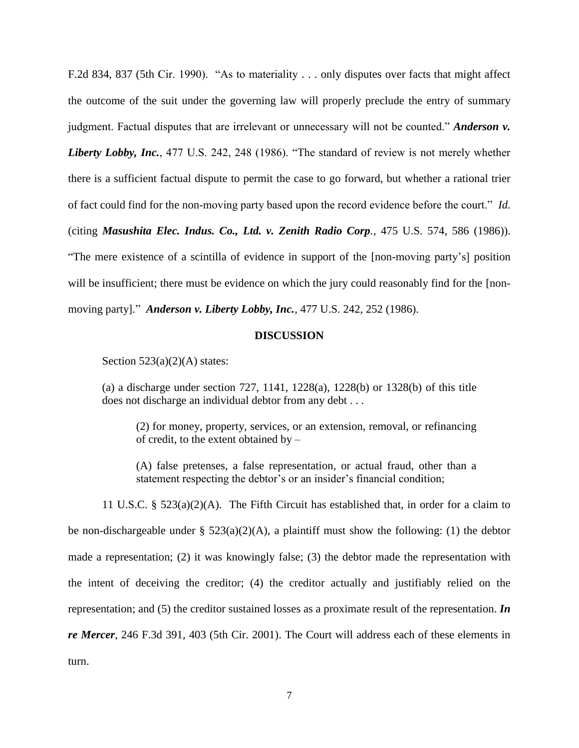F.2d 834, 837 (5th Cir. 1990). "As to materiality . . . only disputes over facts that might affect the outcome of the suit under the governing law will properly preclude the entry of summary judgment. Factual disputes that are irrelevant or unnecessary will not be counted." ***Anderson v. Liberty Lobby, Inc.***, 477 U.S. 242, 248 (1986). "The standard of review is not merely whether there is a sufficient factual dispute to permit the case to go forward, but whether a rational trier of fact could find for the non-moving party based upon the record evidence before the court." *Id.* (citing ***Masushita Elec. Indus. Co., Ltd. v. Zenith Radio Corp***., 475 U.S. 574, 586 (1986)). "The mere existence of a scintilla of evidence in support of the [non-moving party's] position will be insufficient; there must be evidence on which the jury could reasonably find for the [non-moving party]." ***Anderson v. Liberty Lobby, Inc.***, 477 U.S. 242, 252 (1986).

## DISCUSSION

Section 523(a)(2)(A) states:

> (a) a discharge under section 727, 1141, 1228(a), 1228(b) or 1328(b) of this title does not discharge an individual debtor from any debt . . .
>
> > (2) for money, property, services, or an extension, removal, or refinancing of credit, to the extent obtained by –
> >
> > (A) false pretenses, a false representation, or actual fraud, other than a statement respecting the debtor's or an insider's financial condition;

11 U.S.C. § 523(a)(2)(A). The Fifth Circuit has established that, in order for a claim to be non-dischargeable under § 523(a)(2)(A), a plaintiff must show the following: (1) the debtor made a representation; (2) it was knowingly false; (3) the debtor made the representation with the intent of deceiving the creditor; (4) the creditor actually and justifiably relied on the representation; and (5) the creditor sustained losses as a proximate result of the representation. ***In re Mercer***, 246 F.3d 391, 403 (5th Cir. 2001). The Court will address each of these elements in turn.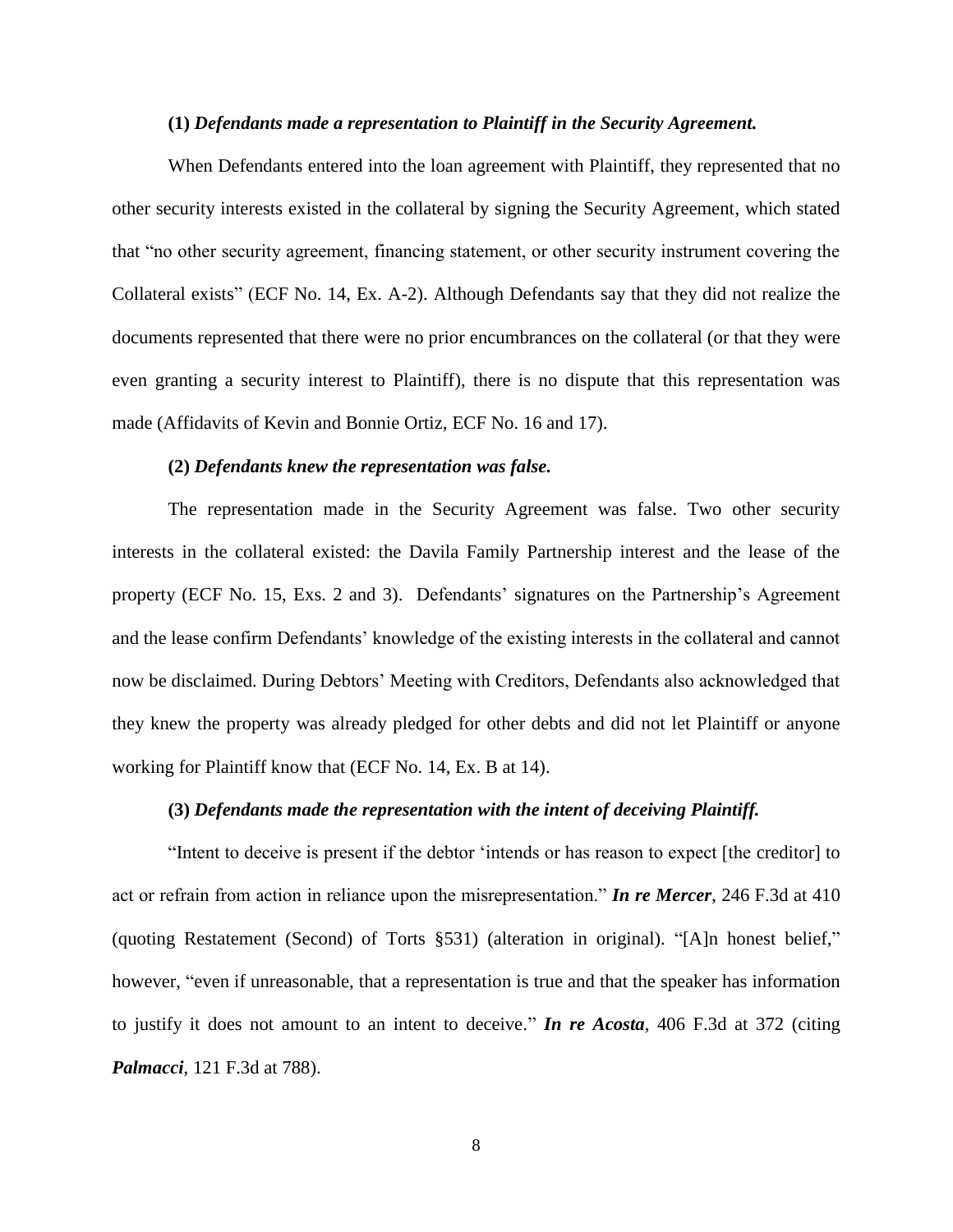**(1)** ***Defendants made a representation to Plaintiff in the Security Agreement.***

When Defendants entered into the loan agreement with Plaintiff, they represented that no other security interests existed in the collateral by signing the Security Agreement, which stated that "no other security agreement, financing statement, or other security instrument covering the Collateral exists" (ECF No. 14, Ex. A-2). Although Defendants say that they did not realize the documents represented that there were no prior encumbrances on the collateral (or that they were even granting a security interest to Plaintiff), there is no dispute that this representation was made (Affidavits of Kevin and Bonnie Ortiz, ECF No. 16 and 17).

**(2)** ***Defendants knew the representation was false.***

The representation made in the Security Agreement was false. Two other security interests in the collateral existed: the Davila Family Partnership interest and the lease of the property (ECF No. 15, Exs. 2 and 3). Defendants' signatures on the Partnership's Agreement and the lease confirm Defendants' knowledge of the existing interests in the collateral and cannot now be disclaimed. During Debtors' Meeting with Creditors, Defendants also acknowledged that they knew the property was already pledged for other debts and did not let Plaintiff or anyone working for Plaintiff know that (ECF No. 14, Ex. B at 14).

**(3)** ***Defendants made the representation with the intent of deceiving Plaintiff.***

"Intent to deceive is present if the debtor 'intends or has reason to expect [the creditor] to act or refrain from action in reliance upon the misrepresentation." ***In re Mercer***, 246 F.3d at 410 (quoting Restatement (Second) of Torts §531) (alteration in original). "[A]n honest belief," however, "even if unreasonable, that a representation is true and that the speaker has information to justify it does not amount to an intent to deceive." ***In re Acosta***, 406 F.3d at 372 (citing ***Palmacci***, 121 F.3d at 788).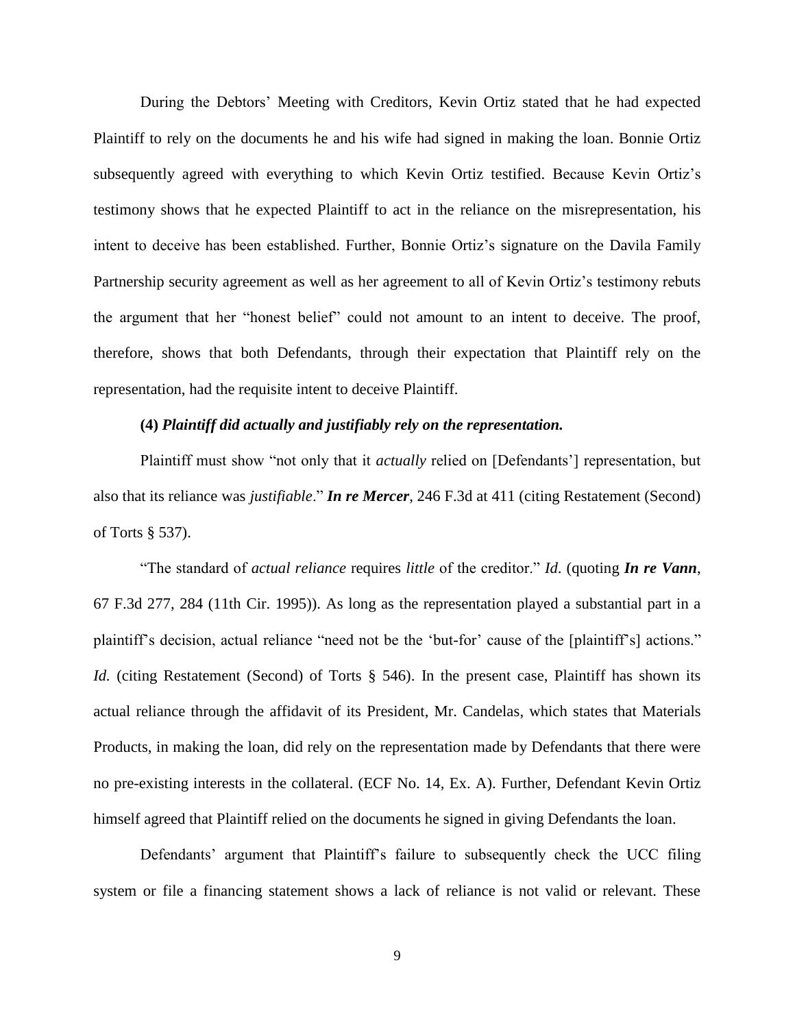During the Debtors' Meeting with Creditors, Kevin Ortiz stated that he had expected Plaintiff to rely on the documents he and his wife had signed in making the loan. Bonnie Ortiz subsequently agreed with everything to which Kevin Ortiz testified. Because Kevin Ortiz's testimony shows that he expected Plaintiff to act in the reliance on the misrepresentation, his intent to deceive has been established. Further, Bonnie Ortiz's signature on the Davila Family Partnership security agreement as well as her agreement to all of Kevin Ortiz's testimony rebuts the argument that her "honest belief" could not amount to an intent to deceive. The proof, therefore, shows that both Defendants, through their expectation that Plaintiff rely on the representation, had the requisite intent to deceive Plaintiff.

**(4)** ***Plaintiff did actually and justifiably rely on the representation.***

Plaintiff must show "not only that it *actually* relied on [Defendants'] representation, but also that its reliance was *justifiable*." ***In re Mercer***, 246 F.3d at 411 (citing Restatement (Second) of Torts § 537).

"The standard of *actual reliance* requires *little* of the creditor." *Id.* (quoting ***In re Vann***, 67 F.3d 277, 284 (11th Cir. 1995)). As long as the representation played a substantial part in a plaintiff's decision, actual reliance "need not be the 'but-for' cause of the [plaintiff's] actions." *Id.* (citing Restatement (Second) of Torts § 546). In the present case, Plaintiff has shown its actual reliance through the affidavit of its President, Mr. Candelas, which states that Materials Products, in making the loan, did rely on the representation made by Defendants that there were no pre-existing interests in the collateral. (ECF No. 14, Ex. A). Further, Defendant Kevin Ortiz himself agreed that Plaintiff relied on the documents he signed in giving Defendants the loan.

Defendants' argument that Plaintiff's failure to subsequently check the UCC filing system or file a financing statement shows a lack of reliance is not valid or relevant. These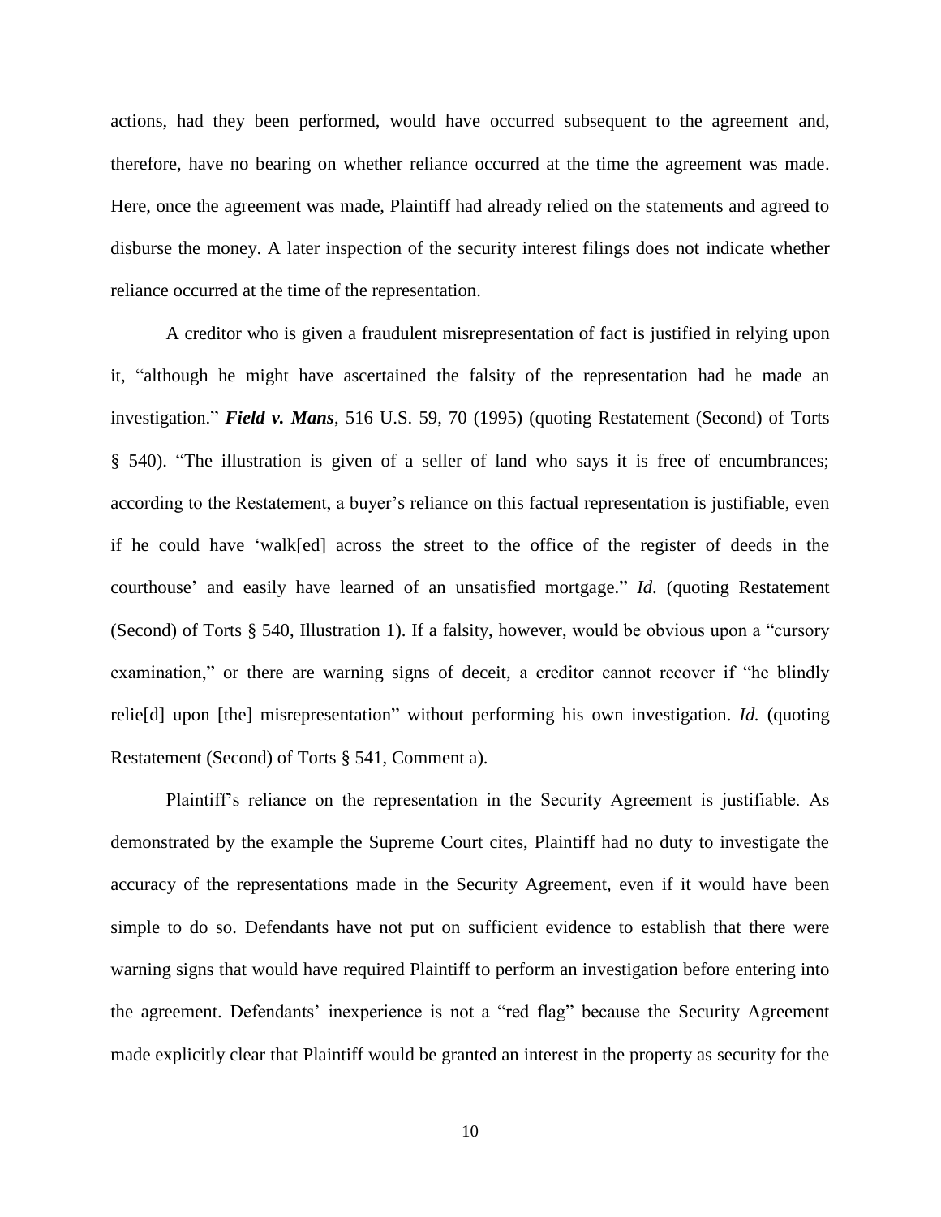actions, had they been performed, would have occurred subsequent to the agreement and, therefore, have no bearing on whether reliance occurred at the time the agreement was made. Here, once the agreement was made, Plaintiff had already relied on the statements and agreed to disburse the money. A later inspection of the security interest filings does not indicate whether reliance occurred at the time of the representation.

A creditor who is given a fraudulent misrepresentation of fact is justified in relying upon it, "although he might have ascertained the falsity of the representation had he made an investigation." ***Field v. Mans***, 516 U.S. 59, 70 (1995) (quoting Restatement (Second) of Torts § 540). "The illustration is given of a seller of land who says it is free of encumbrances; according to the Restatement, a buyer's reliance on this factual representation is justifiable, even if he could have 'walk[ed] across the street to the office of the register of deeds in the courthouse' and easily have learned of an unsatisfied mortgage." *Id*. (quoting Restatement (Second) of Torts § 540, Illustration 1). If a falsity, however, would be obvious upon a "cursory examination," or there are warning signs of deceit, a creditor cannot recover if "he blindly relie[d] upon [the] misrepresentation" without performing his own investigation. *Id.* (quoting Restatement (Second) of Torts § 541, Comment a).

Plaintiff's reliance on the representation in the Security Agreement is justifiable. As demonstrated by the example the Supreme Court cites, Plaintiff had no duty to investigate the accuracy of the representations made in the Security Agreement, even if it would have been simple to do so. Defendants have not put on sufficient evidence to establish that there were warning signs that would have required Plaintiff to perform an investigation before entering into the agreement. Defendants' inexperience is not a "red flag" because the Security Agreement made explicitly clear that Plaintiff would be granted an interest in the property as security for the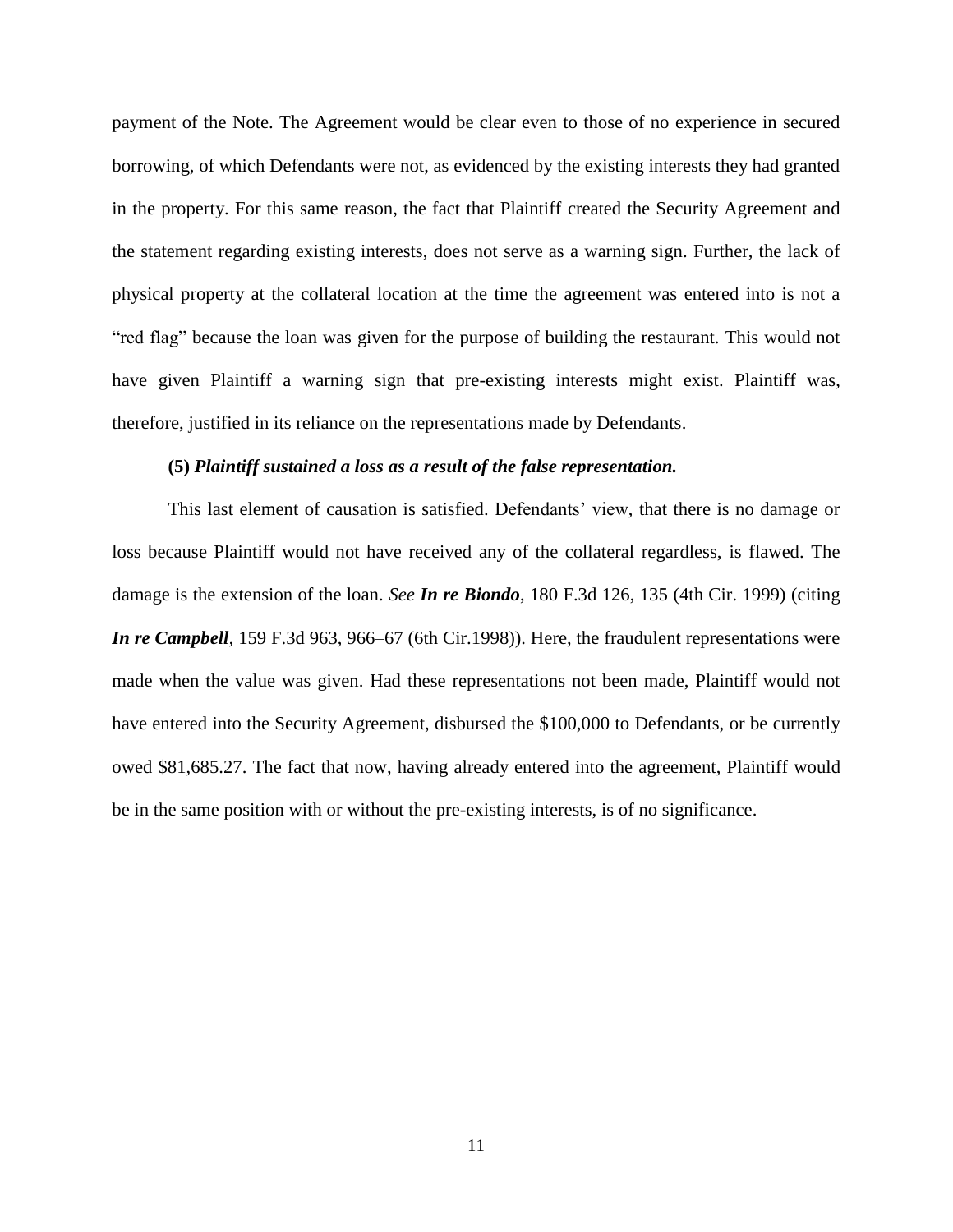payment of the Note. The Agreement would be clear even to those of no experience in secured borrowing, of which Defendants were not, as evidenced by the existing interests they had granted in the property. For this same reason, the fact that Plaintiff created the Security Agreement and the statement regarding existing interests, does not serve as a warning sign. Further, the lack of physical property at the collateral location at the time the agreement was entered into is not a "red flag" because the loan was given for the purpose of building the restaurant. This would not have given Plaintiff a warning sign that pre-existing interests might exist. Plaintiff was, therefore, justified in its reliance on the representations made by Defendants.

**(5)** ***Plaintiff sustained a loss as a result of the false representation.***

This last element of causation is satisfied. Defendants' view, that there is no damage or loss because Plaintiff would not have received any of the collateral regardless, is flawed. The damage is the extension of the loan. *See* ***In re Biondo***, 180 F.3d 126, 135 (4th Cir. 1999) (citing ***In re Campbell***, 159 F.3d 963, 966–67 (6th Cir.1998)). Here, the fraudulent representations were made when the value was given. Had these representations not been made, Plaintiff would not have entered into the Security Agreement, disbursed the $100,000 to Defendants, or be currently owed $81,685.27. The fact that now, having already entered into the agreement, Plaintiff would be in the same position with or without the pre-existing interests, is of no significance.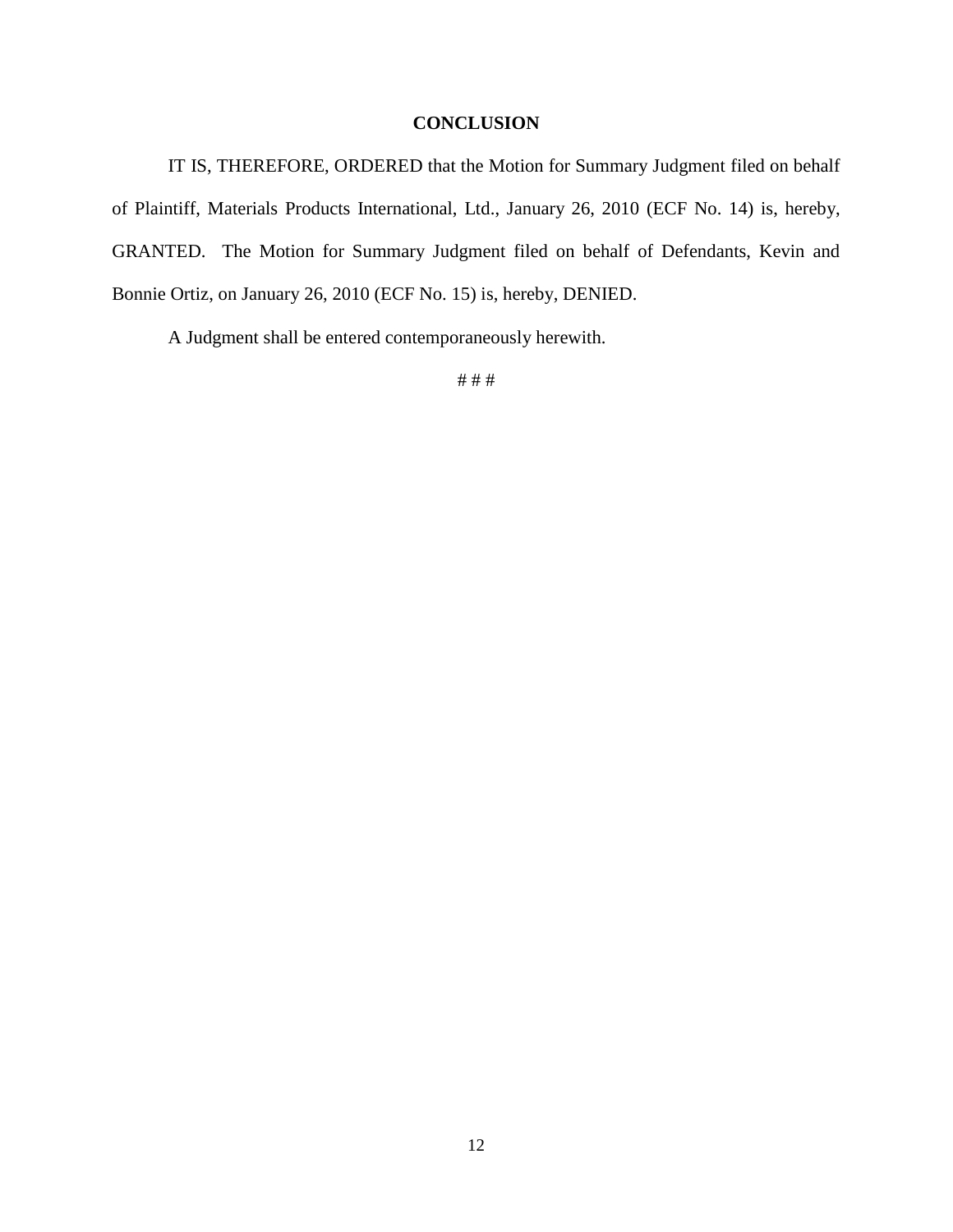## CONCLUSION

IT IS, THEREFORE, ORDERED that the Motion for Summary Judgment filed on behalf of Plaintiff, Materials Products International, Ltd., January 26, 2010 (ECF No. 14) is, hereby, GRANTED. The Motion for Summary Judgment filed on behalf of Defendants, Kevin and Bonnie Ortiz, on January 26, 2010 (ECF No. 15) is, hereby, DENIED.

A Judgment shall be entered contemporaneously herewith.

# # #